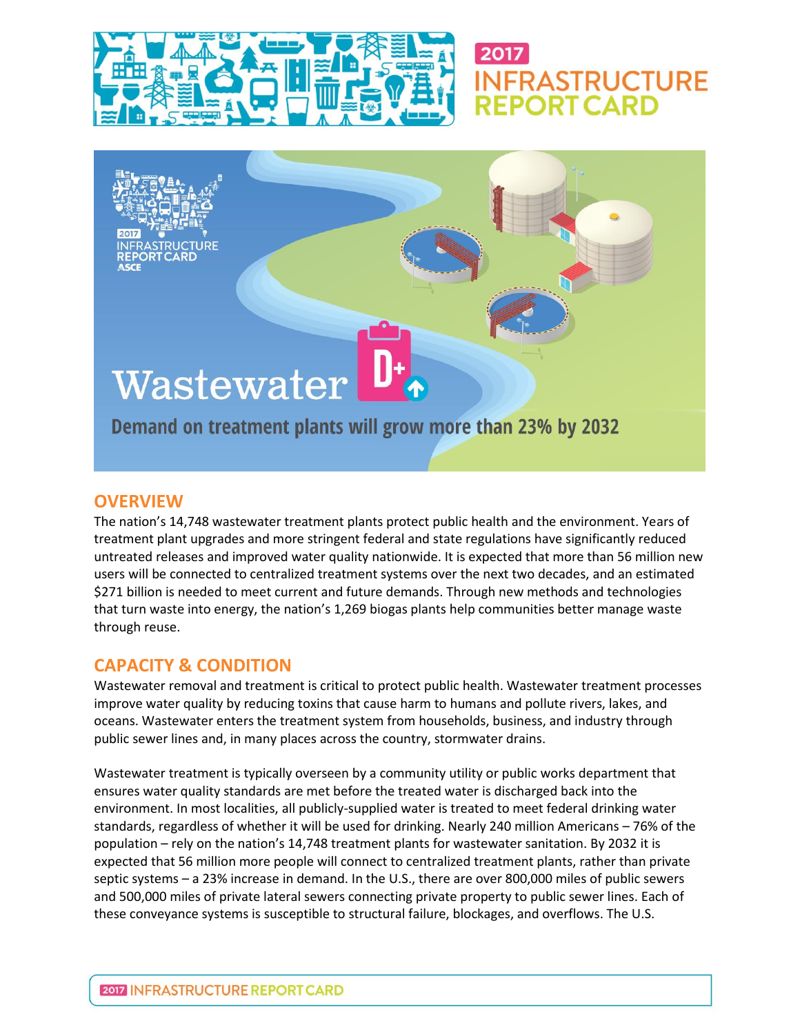# 2017 INFRASTRUCTURE REPORT CARD

# Wastewater D+

**Demand on treatment plants will grow more than 23% by 2032**

## OVERVIEW

The nation's 14,748 wastewater treatment plants protect public health and the environment. Years of treatment plant upgrades and more stringent federal and state regulations have significantly reduced untreated releases and improved water quality nationwide. It is expected that more than 56 million new users will be connected to centralized treatment systems over the next two decades, and an estimated $271 billion is needed to meet current and future demands. Through new methods and technologies that turn waste into energy, the nation's 1,269 biogas plants help communities better manage waste through reuse.

## CAPACITY & CONDITION

Wastewater removal and treatment is critical to protect public health. Wastewater treatment processes improve water quality by reducing toxins that cause harm to humans and pollute rivers, lakes, and oceans. Wastewater enters the treatment system from households, business, and industry through public sewer lines and, in many places across the country, stormwater drains.

Wastewater treatment is typically overseen by a community utility or public works department that ensures water quality standards are met before the treated water is discharged back into the environment. In most localities, all publicly-supplied water is treated to meet federal drinking water standards, regardless of whether it will be used for drinking. Nearly 240 million Americans – 76% of the population – rely on the nation's 14,748 treatment plants for wastewater sanitation. By 2032 it is expected that 56 million more people will connect to centralized treatment plants, rather than private septic systems – a 23% increase in demand. In the U.S., there are over 800,000 miles of public sewers and 500,000 miles of private lateral sewers connecting private property to public sewer lines. Each of these conveyance systems is susceptible to structural failure, blockages, and overflows. The U.S.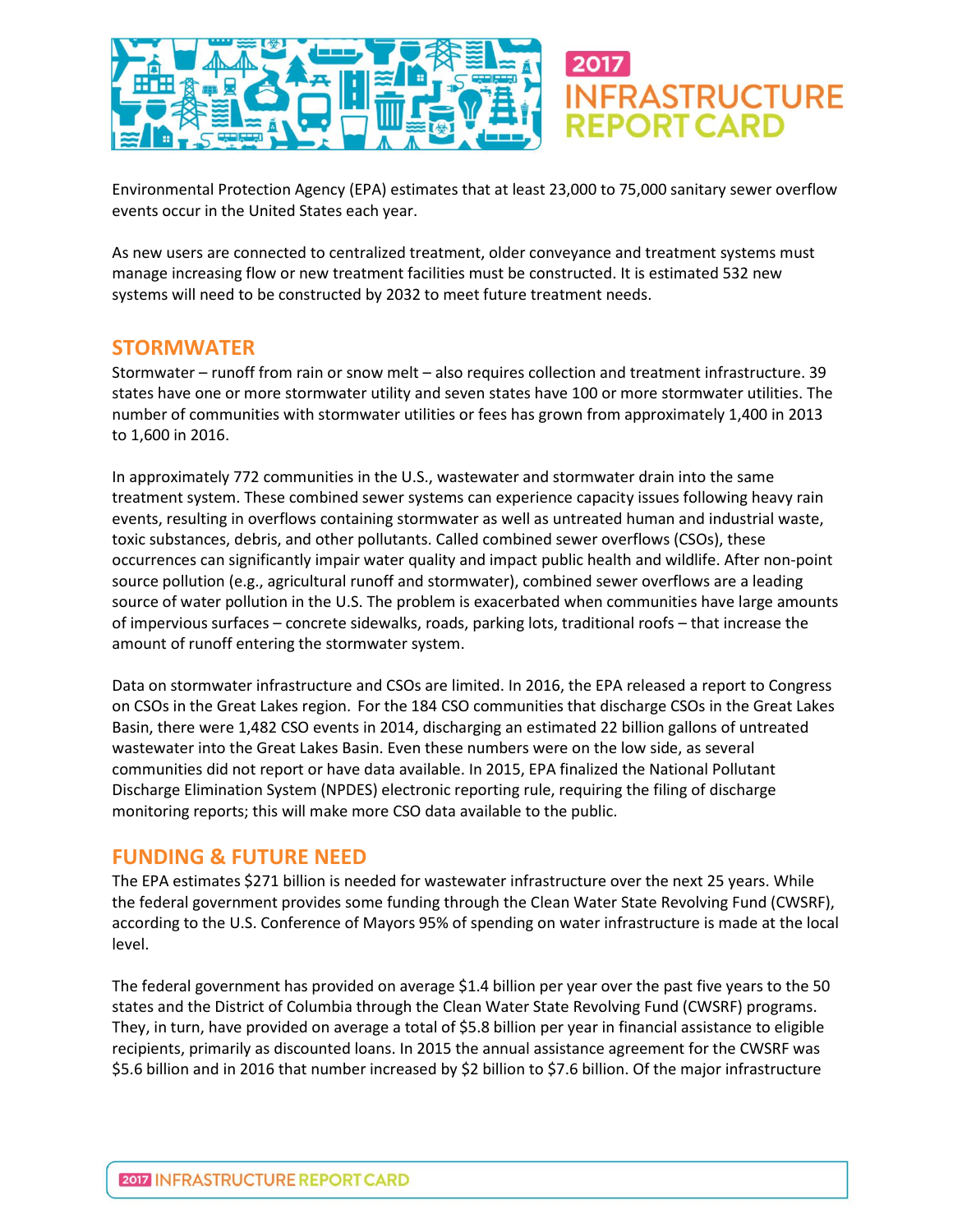Environmental Protection Agency (EPA) estimates that at least 23,000 to 75,000 sanitary sewer overflow events occur in the United States each year.

As new users are connected to centralized treatment, older conveyance and treatment systems must manage increasing flow or new treatment facilities must be constructed. It is estimated 532 new systems will need to be constructed by 2032 to meet future treatment needs.

## STORMWATER

Stormwater – runoff from rain or snow melt – also requires collection and treatment infrastructure. 39 states have one or more stormwater utility and seven states have 100 or more stormwater utilities. The number of communities with stormwater utilities or fees has grown from approximately 1,400 in 2013 to 1,600 in 2016.

In approximately 772 communities in the U.S., wastewater and stormwater drain into the same treatment system. These combined sewer systems can experience capacity issues following heavy rain events, resulting in overflows containing stormwater as well as untreated human and industrial waste, toxic substances, debris, and other pollutants. Called combined sewer overflows (CSOs), these occurrences can significantly impair water quality and impact public health and wildlife. After non-point source pollution (e.g., agricultural runoff and stormwater), combined sewer overflows are a leading source of water pollution in the U.S. The problem is exacerbated when communities have large amounts of impervious surfaces – concrete sidewalks, roads, parking lots, traditional roofs – that increase the amount of runoff entering the stormwater system.

Data on stormwater infrastructure and CSOs are limited. In 2016, the EPA released a report to Congress on CSOs in the Great Lakes region. For the 184 CSO communities that discharge CSOs in the Great Lakes Basin, there were 1,482 CSO events in 2014, discharging an estimated 22 billion gallons of untreated wastewater into the Great Lakes Basin. Even these numbers were on the low side, as several communities did not report or have data available. In 2015, EPA finalized the National Pollutant Discharge Elimination System (NPDES) electronic reporting rule, requiring the filing of discharge monitoring reports; this will make more CSO data available to the public.

## FUNDING & FUTURE NEED

The EPA estimates $271 billion is needed for wastewater infrastructure over the next 25 years. While the federal government provides some funding through the Clean Water State Revolving Fund (CWSRF), according to the U.S. Conference of Mayors 95% of spending on water infrastructure is made at the local level.

The federal government has provided on average $1.4 billion per year over the past five years to the 50 states and the District of Columbia through the Clean Water State Revolving Fund (CWSRF) programs. They, in turn, have provided on average a total of $5.8 billion per year in financial assistance to eligible recipients, primarily as discounted loans. In 2015 the annual assistance agreement for the CWSRF was $5.6 billion and in 2016 that number increased by $2 billion to $7.6 billion. Of the major infrastructure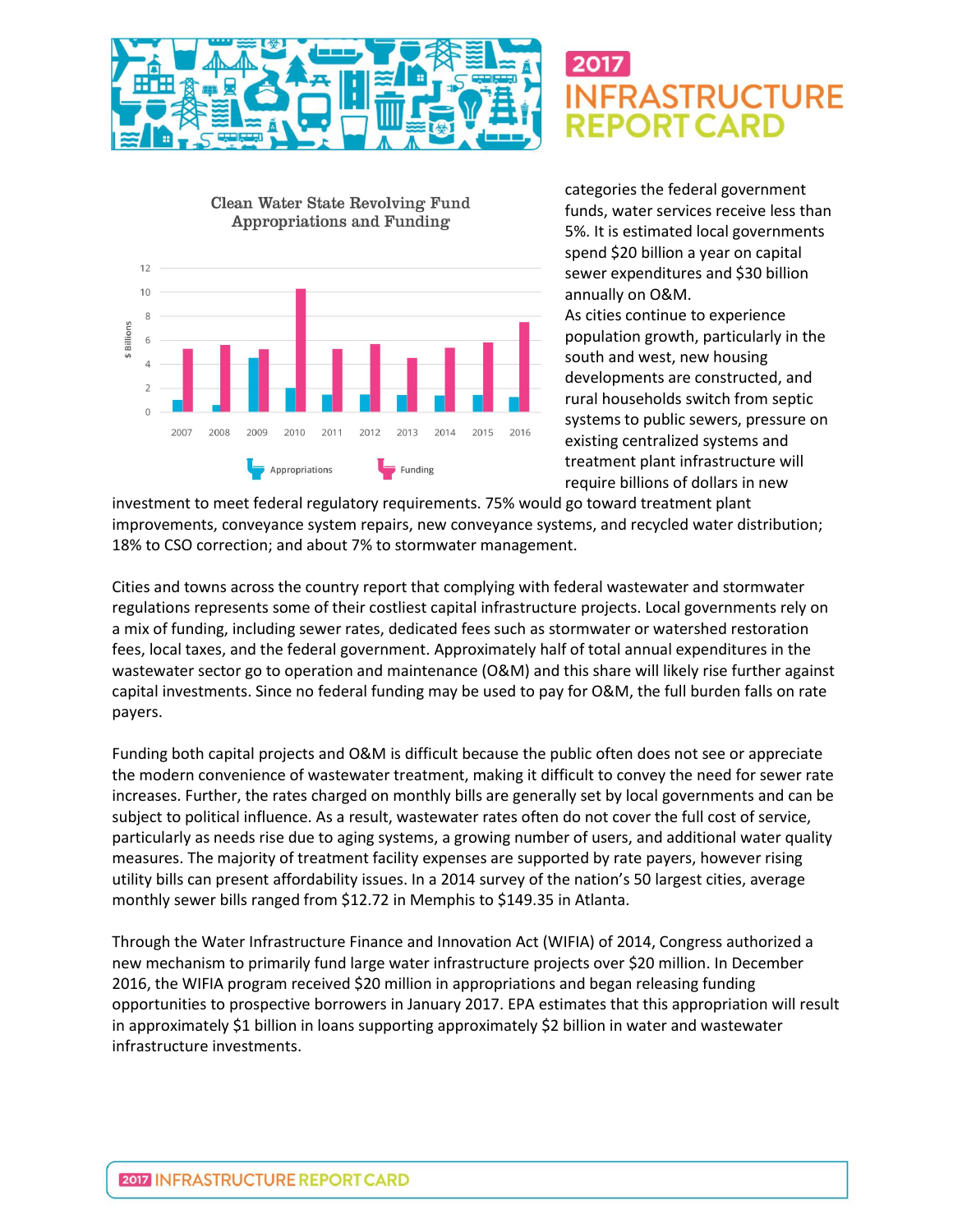Clean Water State Revolving Fund Appropriations and Funding

categories the federal government funds, water services receive less than 5%. It is estimated local governments spend $20 billion a year on capital sewer expenditures and $30 billion annually on O&M.

As cities continue to experience population growth, particularly in the south and west, new housing developments are constructed, and rural households switch from septic systems to public sewers, pressure on existing centralized systems and treatment plant infrastructure will require billions of dollars in new investment to meet federal regulatory requirements. 75% would go toward treatment plant improvements, conveyance system repairs, new conveyance systems, and recycled water distribution; 18% to CSO correction; and about 7% to stormwater management.

Cities and towns across the country report that complying with federal wastewater and stormwater regulations represents some of their costliest capital infrastructure projects. Local governments rely on a mix of funding, including sewer rates, dedicated fees such as stormwater or watershed restoration fees, local taxes, and the federal government. Approximately half of total annual expenditures in the wastewater sector go to operation and maintenance (O&M) and this share will likely rise further against capital investments. Since no federal funding may be used to pay for O&M, the full burden falls on rate payers.

Funding both capital projects and O&M is difficult because the public often does not see or appreciate the modern convenience of wastewater treatment, making it difficult to convey the need for sewer rate increases. Further, the rates charged on monthly bills are generally set by local governments and can be subject to political influence. As a result, wastewater rates often do not cover the full cost of service, particularly as needs rise due to aging systems, a growing number of users, and additional water quality measures. The majority of treatment facility expenses are supported by rate payers, however rising utility bills can present affordability issues. In a 2014 survey of the nation's 50 largest cities, average monthly sewer bills ranged from $12.72 in Memphis to $149.35 in Atlanta.

Through the Water Infrastructure Finance and Innovation Act (WIFIA) of 2014, Congress authorized a new mechanism to primarily fund large water infrastructure projects over $20 million. In December 2016, the WIFIA program received $20 million in appropriations and began releasing funding opportunities to prospective borrowers in January 2017. EPA estimates that this appropriation will result in approximately $1 billion in loans supporting approximately $2 billion in water and wastewater infrastructure investments.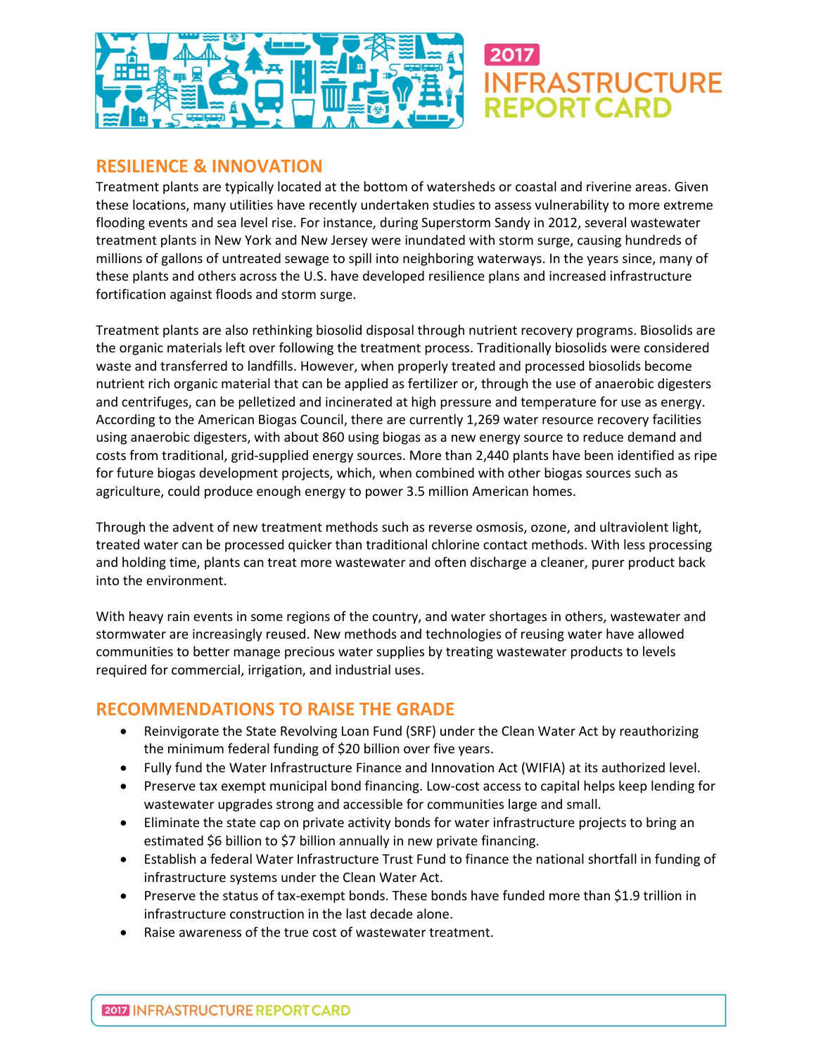## RESILIENCE & INNOVATION

Treatment plants are typically located at the bottom of watersheds or coastal and riverine areas. Given these locations, many utilities have recently undertaken studies to assess vulnerability to more extreme flooding events and sea level rise. For instance, during Superstorm Sandy in 2012, several wastewater treatment plants in New York and New Jersey were inundated with storm surge, causing hundreds of millions of gallons of untreated sewage to spill into neighboring waterways. In the years since, many of these plants and others across the U.S. have developed resilience plans and increased infrastructure fortification against floods and storm surge.

Treatment plants are also rethinking biosolid disposal through nutrient recovery programs. Biosolids are the organic materials left over following the treatment process. Traditionally biosolids were considered waste and transferred to landfills. However, when properly treated and processed biosolids become nutrient rich organic material that can be applied as fertilizer or, through the use of anaerobic digesters and centrifuges, can be pelletized and incinerated at high pressure and temperature for use as energy. According to the American Biogas Council, there are currently 1,269 water resource recovery facilities using anaerobic digesters, with about 860 using biogas as a new energy source to reduce demand and costs from traditional, grid-supplied energy sources. More than 2,440 plants have been identified as ripe for future biogas development projects, which, when combined with other biogas sources such as agriculture, could produce enough energy to power 3.5 million American homes.

Through the advent of new treatment methods such as reverse osmosis, ozone, and ultraviolent light, treated water can be processed quicker than traditional chlorine contact methods. With less processing and holding time, plants can treat more wastewater and often discharge a cleaner, purer product back into the environment.

With heavy rain events in some regions of the country, and water shortages in others, wastewater and stormwater are increasingly reused. New methods and technologies of reusing water have allowed communities to better manage precious water supplies by treating wastewater products to levels required for commercial, irrigation, and industrial uses.

## RECOMMENDATIONS TO RAISE THE GRADE

- Reinvigorate the State Revolving Loan Fund (SRF) under the Clean Water Act by reauthorizing the minimum federal funding of $20 billion over five years.
- Fully fund the Water Infrastructure Finance and Innovation Act (WIFIA) at its authorized level.
- Preserve tax exempt municipal bond financing. Low-cost access to capital helps keep lending for wastewater upgrades strong and accessible for communities large and small.
- Eliminate the state cap on private activity bonds for water infrastructure projects to bring an estimated $6 billion to $7 billion annually in new private financing.
- Establish a federal Water Infrastructure Trust Fund to finance the national shortfall in funding of infrastructure systems under the Clean Water Act.
- Preserve the status of tax-exempt bonds. These bonds have funded more than $1.9 trillion in infrastructure construction in the last decade alone.
- Raise awareness of the true cost of wastewater treatment.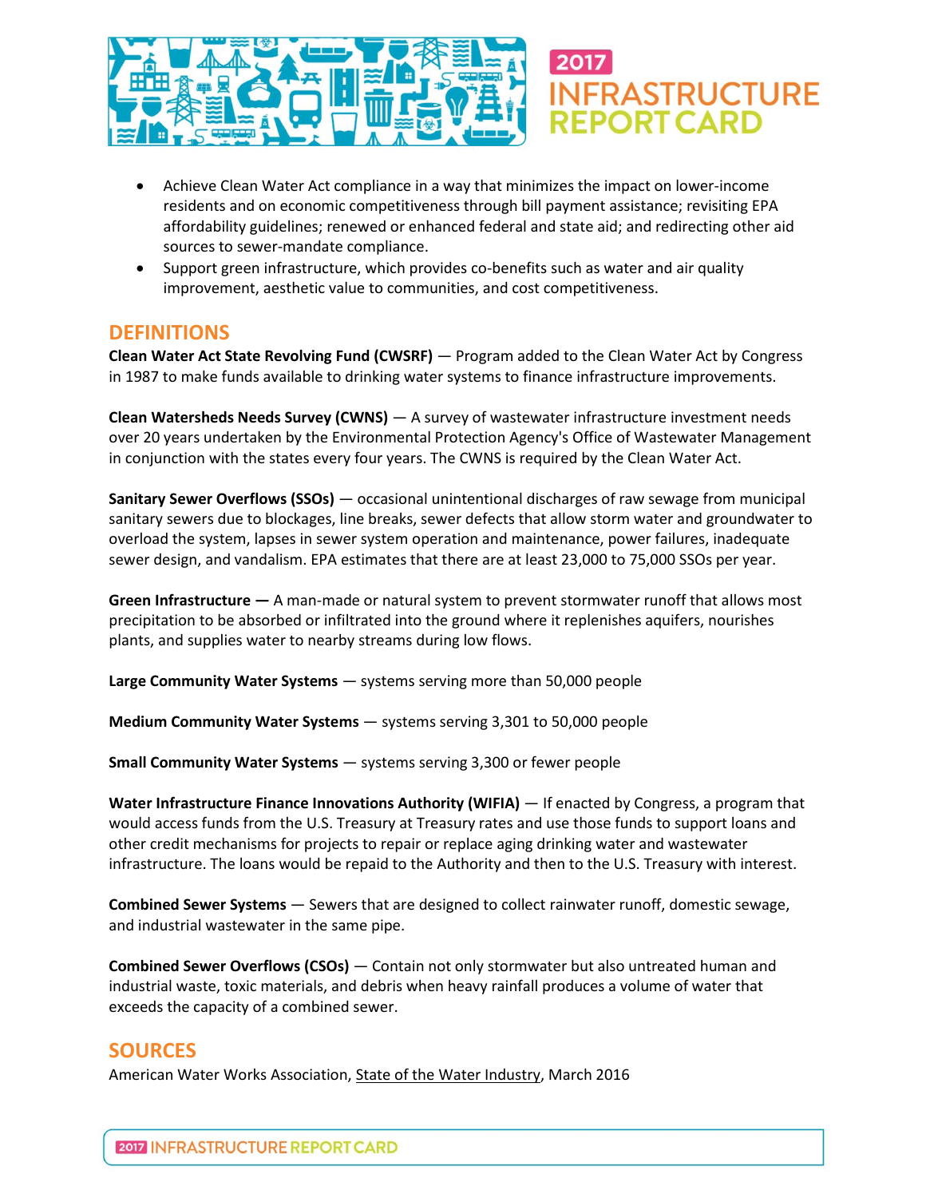- Achieve Clean Water Act compliance in a way that minimizes the impact on lower-income residents and on economic competitiveness through bill payment assistance; revisiting EPA affordability guidelines; renewed or enhanced federal and state aid; and redirecting other aid sources to sewer-mandate compliance.
- Support green infrastructure, which provides co-benefits such as water and air quality improvement, aesthetic value to communities, and cost competitiveness.

## DEFINITIONS

**Clean Water Act State Revolving Fund (CWSRF)** — Program added to the Clean Water Act by Congress in 1987 to make funds available to drinking water systems to finance infrastructure improvements.

**Clean Watersheds Needs Survey (CWNS)** — A survey of wastewater infrastructure investment needs over 20 years undertaken by the Environmental Protection Agency's Office of Wastewater Management in conjunction with the states every four years. The CWNS is required by the Clean Water Act.

**Sanitary Sewer Overflows (SSOs)** — occasional unintentional discharges of raw sewage from municipal sanitary sewers due to blockages, line breaks, sewer defects that allow storm water and groundwater to overload the system, lapses in sewer system operation and maintenance, power failures, inadequate sewer design, and vandalism. EPA estimates that there are at least 23,000 to 75,000 SSOs per year.

**Green Infrastructure —** A man-made or natural system to prevent stormwater runoff that allows most precipitation to be absorbed or infiltrated into the ground where it replenishes aquifers, nourishes plants, and supplies water to nearby streams during low flows.

**Large Community Water Systems** — systems serving more than 50,000 people

**Medium Community Water Systems** — systems serving 3,301 to 50,000 people

**Small Community Water Systems** — systems serving 3,300 or fewer people

**Water Infrastructure Finance Innovations Authority (WIFIA)** — If enacted by Congress, a program that would access funds from the U.S. Treasury at Treasury rates and use those funds to support loans and other credit mechanisms for projects to repair or replace aging drinking water and wastewater infrastructure. The loans would be repaid to the Authority and then to the U.S. Treasury with interest.

**Combined Sewer Systems** — Sewers that are designed to collect rainwater runoff, domestic sewage, and industrial wastewater in the same pipe.

**Combined Sewer Overflows (CSOs)** — Contain not only stormwater but also untreated human and industrial waste, toxic materials, and debris when heavy rainfall produces a volume of water that exceeds the capacity of a combined sewer.

## SOURCES

American Water Works Association, State of the Water Industry, March 2016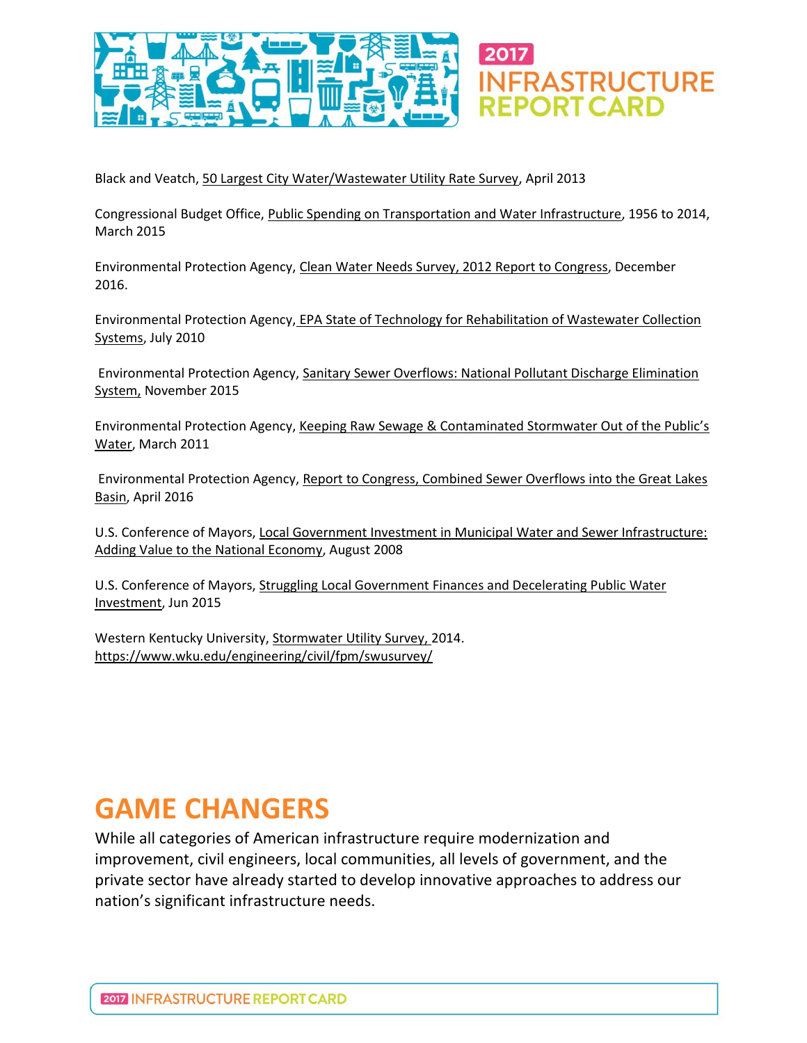Black and Veatch, 50 Largest City Water/Wastewater Utility Rate Survey, April 2013

Congressional Budget Office, Public Spending on Transportation and Water Infrastructure, 1956 to 2014, March 2015

Environmental Protection Agency, Clean Water Needs Survey, 2012 Report to Congress, December 2016.

Environmental Protection Agency, EPA State of Technology for Rehabilitation of Wastewater Collection Systems, July 2010

Environmental Protection Agency, Sanitary Sewer Overflows: National Pollutant Discharge Elimination System, November 2015

Environmental Protection Agency, Keeping Raw Sewage & Contaminated Stormwater Out of the Public's Water, March 2011

Environmental Protection Agency, Report to Congress, Combined Sewer Overflows into the Great Lakes Basin, April 2016

U.S. Conference of Mayors, Local Government Investment in Municipal Water and Sewer Infrastructure: Adding Value to the National Economy, August 2008

U.S. Conference of Mayors, Struggling Local Government Finances and Decelerating Public Water Investment, Jun 2015

Western Kentucky University, Stormwater Utility Survey, 2014. https://www.wku.edu/engineering/civil/fpm/swusurvey/

# GAME CHANGERS

While all categories of American infrastructure require modernization and improvement, civil engineers, local communities, all levels of government, and the private sector have already started to develop innovative approaches to address our nation's significant infrastructure needs.